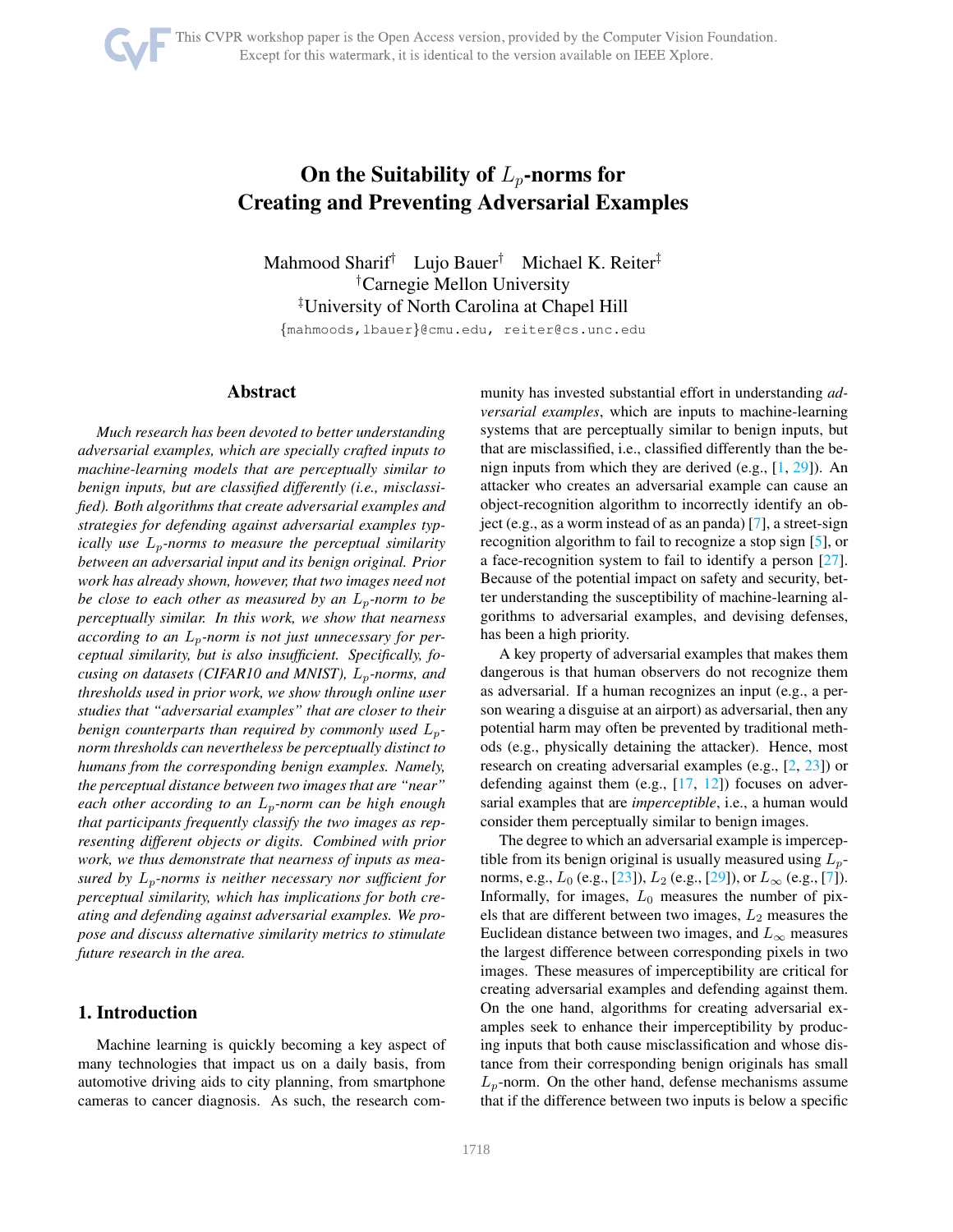# On the Suitability of $L_p$-norms for Creating and Preventing Adversarial Examples

Mahmood Sharif[†] Lujo Bauer[†] Michael K. Reiter[‡]

[†]Carnegie Mellon University

[‡]University of North Carolina at Chapel Hill

{mahmoods,lbauer}@cmu.edu, reiter@cs.unc.edu

## Abstract

*Much research has been devoted to better understanding adversarial examples, which are specially crafted inputs to machine-learning models that are perceptually similar to benign inputs, but are classified differently (i.e., misclassified). Both algorithms that create adversarial examples and strategies for defending against adversarial examples typically use $L_p$-norms to measure the perceptual similarity between an adversarial input and its benign original. Prior work has already shown, however, that two images need not be close to each other as measured by an $L_p$-norm to be perceptually similar. In this work, we show that nearness according to an $L_p$-norm is not just unnecessary for perceptual similarity, but is also insufficient. Specifically, focusing on datasets (CIFAR10 and MNIST), $L_p$-norms, and thresholds used in prior work, we show through online user studies that "adversarial examples" that are closer to their benign counterparts than required by commonly used $L_p$-norm thresholds can nevertheless be perceptually distinct to humans from the corresponding benign examples. Namely, the perceptual distance between two images that are "near" each other according to an $L_p$-norm can be high enough that participants frequently classify the two images as representing different objects or digits. Combined with prior work, we thus demonstrate that nearness of inputs as measured by $L_p$-norms is neither necessary nor sufficient for perceptual similarity, which has implications for both creating and defending against adversarial examples. We propose and discuss alternative similarity metrics to stimulate future research in the area.*

## 1. Introduction

Machine learning is quickly becoming a key aspect of many technologies that impact us on a daily basis, from automotive driving aids to city planning, from smartphone cameras to cancer diagnosis. As such, the research community has invested substantial effort in understanding *adversarial examples*, which are inputs to machine-learning systems that are perceptually similar to benign inputs, but that are misclassified, i.e., classified differently than the benign inputs from which they are derived (e.g., [1, 29]). An attacker who creates an adversarial example can cause an object-recognition algorithm to incorrectly identify an object (e.g., as a worm instead of as an panda) [7], a street-sign recognition algorithm to fail to recognize a stop sign [5], or a face-recognition system to fail to identify a person [27]. Because of the potential impact on safety and security, better understanding the susceptibility of machine-learning algorithms to adversarial examples, and devising defenses, has been a high priority.

A key property of adversarial examples that makes them dangerous is that human observers do not recognize them as adversarial. If a human recognizes an input (e.g., a person wearing a disguise at an airport) as adversarial, then any potential harm may often be prevented by traditional methods (e.g., physically detaining the attacker). Hence, most research on creating adversarial examples (e.g., [2, 23]) or defending against them (e.g., [17, 12]) focuses on adversarial examples that are *imperceptible*, i.e., a human would consider them perceptually similar to benign images.

The degree to which an adversarial example is imperceptible from its benign original is usually measured using $L_p$-norms, e.g., $L_0$ (e.g., [23]), $L_2$ (e.g., [29]), or $L_\infty$ (e.g., [7]). Informally, for images, $L_0$ measures the number of pixels that are different between two images, $L_2$ measures the Euclidean distance between two images, and $L_\infty$ measures the largest difference between corresponding pixels in two images. These measures of imperceptibility are critical for creating adversarial examples and defending against them. On the one hand, algorithms for creating adversarial examples seek to enhance their imperceptibility by producing inputs that both cause misclassification and whose distance from their corresponding benign originals has small $L_p$-norm. On the other hand, defense mechanisms assume that if the difference between two inputs is below a specific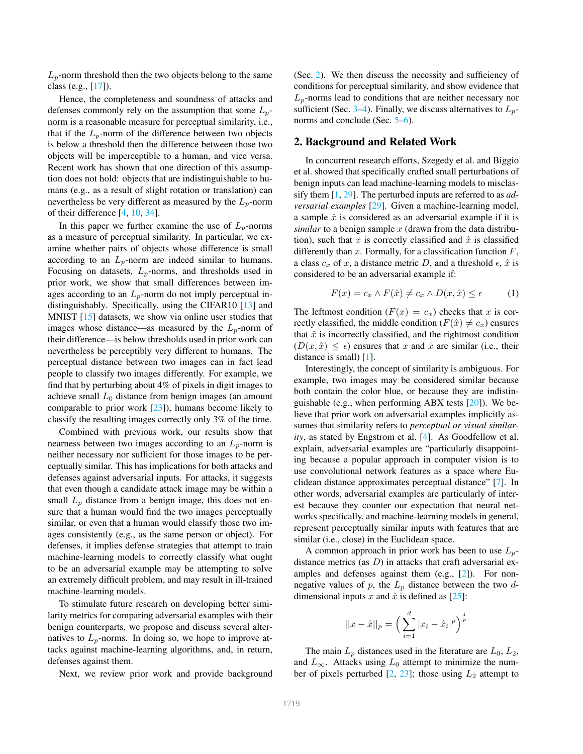$L_p$-norm threshold then the two objects belong to the same class (e.g., [17]).

Hence, the completeness and soundness of attacks and defenses commonly rely on the assumption that some $L_p$-norm is a reasonable measure for perceptual similarity, i.e., that if the $L_p$-norm of the difference between two objects is below a threshold then the difference between those two objects will be imperceptible to a human, and vice versa. Recent work has shown that one direction of this assumption does not hold: objects that are indistinguishable to humans (e.g., as a result of slight rotation or translation) can nevertheless be very different as measured by the $L_p$-norm of their difference [4, 10, 34].

In this paper we further examine the use of $L_p$-norms as a measure of perceptual similarity. In particular, we examine whether pairs of objects whose difference is small according to an $L_p$-norm are indeed similar to humans. Focusing on datasets, $L_p$-norms, and thresholds used in prior work, we show that small differences between images according to an $L_p$-norm do not imply perceptual indistinguishably. Specifically, using the CIFAR10 [13] and MNIST [15] datasets, we show via online user studies that images whose distance—as measured by the $L_p$-norm of their difference—is below thresholds used in prior work can nevertheless be perceptibly very different to humans. The perceptual distance between two images can in fact lead people to classify two images differently. For example, we find that by perturbing about 4% of pixels in digit images to achieve small $L_0$ distance from benign images (an amount comparable to prior work [23]), humans become likely to classify the resulting images correctly only 3% of the time.

Combined with previous work, our results show that nearness between two images according to an $L_p$-norm is neither necessary nor sufficient for those images to be perceptually similar. This has implications for both attacks and defenses against adversarial inputs. For attacks, it suggests that even though a candidate attack image may be within a small $L_p$ distance from a benign image, this does not ensure that a human would find the two images perceptually similar, or even that a human would classify those two images consistently (e.g., as the same person or object). For defenses, it implies defense strategies that attempt to train machine-learning models to correctly classify what ought to be an adversarial example may be attempting to solve an extremely difficult problem, and may result in ill-trained machine-learning models.

To stimulate future research on developing better similarity metrics for comparing adversarial examples with their benign counterparts, we propose and discuss several alternatives to $L_p$-norms. In doing so, we hope to improve attacks against machine-learning algorithms, and, in return, defenses against them.

Next, we review prior work and provide background (Sec. 2). We then discuss the necessity and sufficiency of conditions for perceptual similarity, and show evidence that $L_p$-norms lead to conditions that are neither necessary nor sufficient (Sec. 3–4). Finally, we discuss alternatives to $L_p$-norms and conclude (Sec. 5–6).

## 2. Background and Related Work

In concurrent research efforts, Szegedy et al. and Biggio et al. showed that specifically crafted small perturbations of benign inputs can lead machine-learning models to misclassify them [1, 29]. The perturbed inputs are referred to as *adversarial examples* [29]. Given a machine-learning model, a sample $\hat{x}$ is considered as an adversarial example if it is *similar* to a benign sample $x$ (drawn from the data distribution), such that $x$ is correctly classified and $\hat{x}$ is classified differently than $x$. Formally, for a classification function $F$, a class $c_x$ of $x$, a distance metric $D$, and a threshold $\epsilon$, $\hat{x}$ is considered to be an adversarial example if:

$$F(x) = c_x \wedge F(\hat{x}) \neq c_x \wedge D(x, \hat{x}) \leq \epsilon \tag{1}$$

The leftmost condition ($F(x) = c_x$) checks that $x$ is correctly classified, the middle condition ($F(\hat{x}) \neq c_x$) ensures that $\hat{x}$ is incorrectly classified, and the rightmost condition ($D(x, \hat{x}) \leq \epsilon$) ensures that $x$ and $\hat{x}$ are similar (i.e., their distance is small) [1].

Interestingly, the concept of similarity is ambiguous. For example, two images may be considered similar because both contain the color blue, or because they are indistinguishable (e.g., when performing ABX tests [20]). We believe that prior work on adversarial examples implicitly assumes that similarity refers to *perceptual or visual similarity*, as stated by Engstrom et al. [4]. As Goodfellow et al. explain, adversarial examples are "particularly disappointing because a popular approach in computer vision is to use convolutional network features as a space where Euclidean distance approximates perceptual distance" [7]. In other words, adversarial examples are particularly of interest because they counter our expectation that neural networks specifically, and machine-learning models in general, represent perceptually similar inputs with features that are similar (i.e., close) in the Euclidean space.

A common approach in prior work has been to use $L_p$-distance metrics (as $D$) in attacks that craft adversarial examples and defenses against them (e.g., [2]). For non-negative values of $p$, the $L_p$ distance between the two $d$-dimensional inputs $x$ and $\hat{x}$ is defined as [25]:

$$||x - \hat{x}||_p = \left( \sum_{i=1}^{d} |x_i - \hat{x}_i|^p \right)^{\frac{1}{p}}$$

The main $L_p$ distances used in the literature are $L_0$, $L_2$, and $L_\infty$. Attacks using $L_0$ attempt to minimize the number of pixels perturbed [2, 23]; those using $L_2$ attempt to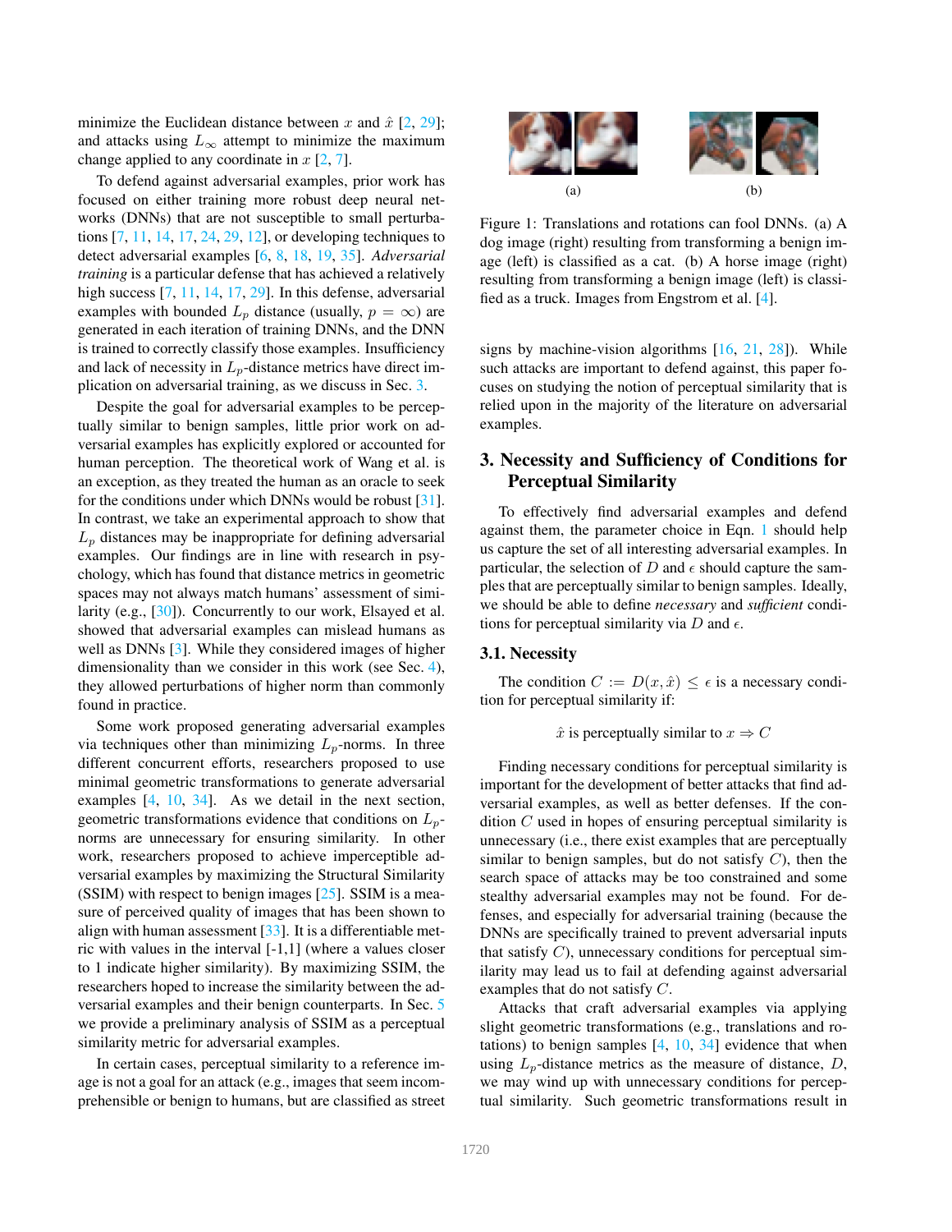minimize the Euclidean distance between $x$ and $\hat{x}$ [2, 29]; and attacks using $L_\infty$ attempt to minimize the maximum change applied to any coordinate in $x$ [2, 7].

To defend against adversarial examples, prior work has focused on either training more robust deep neural networks (DNNs) that are not susceptible to small perturbations [7, 11, 14, 17, 24, 29, 12], or developing techniques to detect adversarial examples [6, 8, 18, 19, 35]. *Adversarial training* is a particular defense that has achieved a relatively high success [7, 11, 14, 17, 29]. In this defense, adversarial examples with bounded $L_p$ distance (usually, $p = \infty$) are generated in each iteration of training DNNs, and the DNN is trained to correctly classify those examples. Insufficiency and lack of necessity in $L_p$-distance metrics have direct implication on adversarial training, as we discuss in Sec. 3.

Despite the goal for adversarial examples to be perceptually similar to benign samples, little prior work on adversarial examples has explicitly explored or accounted for human perception. The theoretical work of Wang et al. is an exception, as they treated the human as an oracle to seek for the conditions under which DNNs would be robust [31]. In contrast, we take an experimental approach to show that $L_p$ distances may be inappropriate for defining adversarial examples. Our findings are in line with research in psychology, which has found that distance metrics in geometric spaces may not always match humans' assessment of similarity (e.g., [30]). Concurrently to our work, Elsayed et al. showed that adversarial examples can mislead humans as well as DNNs [3]. While they considered images of higher dimensionality than we consider in this work (see Sec. 4), they allowed perturbations of higher norm than commonly found in practice.

Some work proposed generating adversarial examples via techniques other than minimizing $L_p$-norms. In three different concurrent efforts, researchers proposed to use minimal geometric transformations to generate adversarial examples [4, 10, 34]. As we detail in the next section, geometric transformations evidence that conditions on $L_p$-norms are unnecessary for ensuring similarity. In other work, researchers proposed to achieve imperceptible adversarial examples by maximizing the Structural Similarity (SSIM) with respect to benign images [25]. SSIM is a measure of perceived quality of images that has been shown to align with human assessment [33]. It is a differentiable metric with values in the interval [-1,1] (where a values closer to 1 indicate higher similarity). By maximizing SSIM, the researchers hoped to increase the similarity between the adversarial examples and their benign counterparts. In Sec. 5 we provide a preliminary analysis of SSIM as a perceptual similarity metric for adversarial examples.

In certain cases, perceptual similarity to a reference image is not a goal for an attack (e.g., images that seem incomprehensible or benign to humans, but are classified as street signs by machine-vision algorithms [16, 21, 28]). While such attacks are important to defend against, this paper focuses on studying the notion of perceptual similarity that is relied upon in the majority of the literature on adversarial examples.

(a) (b)

Figure 1: Translations and rotations can fool DNNs. (a) A dog image (right) resulting from transforming a benign image (left) is classified as a cat. (b) A horse image (right) resulting from transforming a benign image (left) is classified as a truck. Images from Engstrom et al. [4].

## 3. Necessity and Sufficiency of Conditions for Perceptual Similarity

To effectively find adversarial examples and defend against them, the parameter choice in Eqn. 1 should help us capture the set of all interesting adversarial examples. In particular, the selection of $D$ and $\epsilon$ should capture the samples that are perceptually similar to benign samples. Ideally, we should be able to define *necessary* and *sufficient* conditions for perceptual similarity via $D$ and $\epsilon$.

### 3.1. Necessity

The condition $C := D(x, \hat{x}) \leq \epsilon$ is a necessary condition for perceptual similarity if:

$$\hat{x} \text{ is perceptually similar to } x \Rightarrow C$$

Finding necessary conditions for perceptual similarity is important for the development of better attacks that find adversarial examples, as well as better defenses. If the condition $C$ used in hopes of ensuring perceptual similarity is unnecessary (i.e., there exist examples that are perceptually similar to benign samples, but do not satisfy $C$), then the search space of attacks may be too constrained and some stealthy adversarial examples may not be found. For defenses, and especially for adversarial training (because the DNNs are specifically trained to prevent adversarial inputs that satisfy $C$), unnecessary conditions for perceptual similarity may lead us to fail at defending against adversarial examples that do not satisfy $C$.

Attacks that craft adversarial examples via applying slight geometric transformations (e.g., translations and rotations) to benign samples [4, 10, 34] evidence that when using $L_p$-distance metrics as the measure of distance, $D$, we may wind up with unnecessary conditions for perceptual similarity. Such geometric transformations result in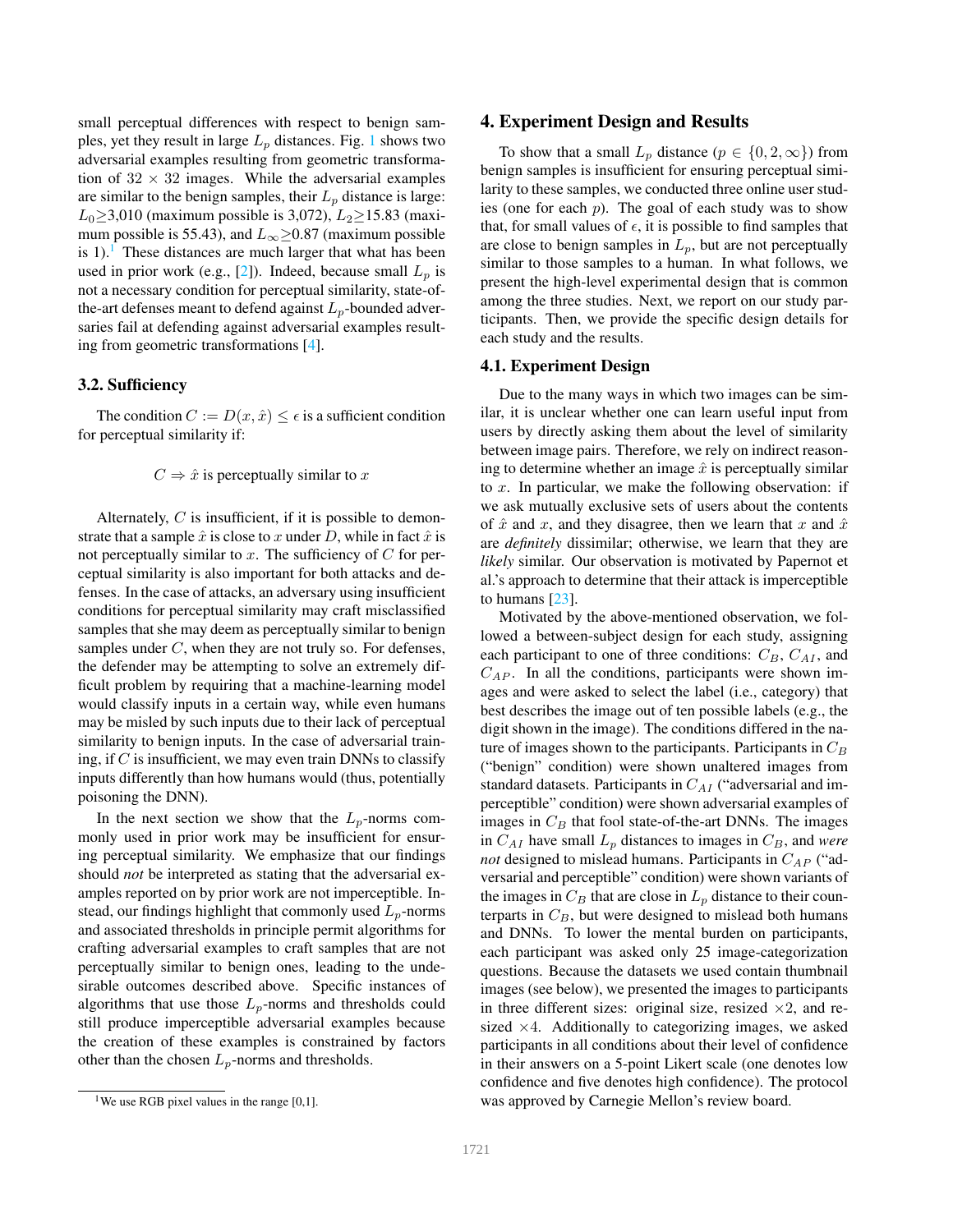small perceptual differences with respect to benign samples, yet they result in large $L_p$ distances. Fig. 1 shows two adversarial examples resulting from geometric transformation of $32 \times 32$ images. While the adversarial examples are similar to the benign samples, their $L_p$ distance is large: $L_0 \geq 3{,}010$ (maximum possible is 3,072), $L_2 \geq 15.83$ (maximum possible is 55.43), and $L_\infty \geq 0.87$ (maximum possible is 1).[1] These distances are much larger that what has been used in prior work (e.g., [2]). Indeed, because small $L_p$ is not a necessary condition for perceptual similarity, state-of-the-art defenses meant to defend against $L_p$-bounded adversaries fail at defending against adversarial examples resulting from geometric transformations [4].

### 3.2. Sufficiency

The condition $C := D(x, \hat{x}) \leq \epsilon$ is a sufficient condition for perceptual similarity if:

$$C \Rightarrow \hat{x} \text{ is perceptually similar to } x$$

Alternately, $C$ is insufficient, if it is possible to demonstrate that a sample $\hat{x}$ is close to $x$ under $D$, while in fact $\hat{x}$ is not perceptually similar to $x$. The sufficiency of $C$ for perceptual similarity is also important for both attacks and defenses. In the case of attacks, an adversary using insufficient conditions for perceptual similarity may craft misclassified samples that she may deem as perceptually similar to benign samples under $C$, when they are not truly so. For defenses, the defender may be attempting to solve an extremely difficult problem by requiring that a machine-learning model would classify inputs in a certain way, while even humans may be misled by such inputs due to their lack of perceptual similarity to benign inputs. In the case of adversarial training, if $C$ is insufficient, we may even train DNNs to classify inputs differently than how humans would (thus, potentially poisoning the DNN).

In the next section we show that the $L_p$-norms commonly used in prior work may be insufficient for ensuring perceptual similarity. We emphasize that our findings should *not* be interpreted as stating that the adversarial examples reported on by prior work are not imperceptible. Instead, our findings highlight that commonly used $L_p$-norms and associated thresholds in principle permit algorithms for crafting adversarial examples to craft samples that are not perceptually similar to benign ones, leading to the undesirable outcomes described above. Specific instances of algorithms that use those $L_p$-norms and thresholds could still produce imperceptible adversarial examples because the creation of these examples is constrained by factors other than the chosen $L_p$-norms and thresholds.

[1] We use RGB pixel values in the range [0,1].

## 4. Experiment Design and Results

To show that a small $L_p$ distance ($p \in \{0, 2, \infty\}$) from benign samples is insufficient for ensuring perceptual similarity to these samples, we conducted three online user studies (one for each $p$). The goal of each study was to show that, for small values of $\epsilon$, it is possible to find samples that are close to benign samples in $L_p$, but are not perceptually similar to those samples to a human. In what follows, we present the high-level experimental design that is common among the three studies. Next, we report on our study participants. Then, we provide the specific design details for each study and the results.

### 4.1. Experiment Design

Due to the many ways in which two images can be similar, it is unclear whether one can learn useful input from users by directly asking them about the level of similarity between image pairs. Therefore, we rely on indirect reasoning to determine whether an image $\hat{x}$ is perceptually similar to $x$. In particular, we make the following observation: if we ask mutually exclusive sets of users about the contents of $\hat{x}$ and $x$, and they disagree, then we learn that $x$ and $\hat{x}$ are *definitely* dissimilar; otherwise, we learn that they are *likely* similar. Our observation is motivated by Papernot et al.'s approach to determine that their attack is imperceptible to humans [23].

Motivated by the above-mentioned observation, we followed a between-subject design for each study, assigning each participant to one of three conditions: $C_B$, $C_{AI}$, and $C_{AP}$. In all the conditions, participants were shown images and were asked to select the label (i.e., category) that best describes the image out of ten possible labels (e.g., the digit shown in the image). The conditions differed in the nature of images shown to the participants. Participants in $C_B$ ("benign" condition) were shown unaltered images from standard datasets. Participants in $C_{AI}$ ("adversarial and imperceptible" condition) were shown adversarial examples of images in $C_B$ that fool state-of-the-art DNNs. The images in $C_{AI}$ have small $L_p$ distances to images in $C_B$, and *were not* designed to mislead humans. Participants in $C_{AP}$ ("adversarial and perceptible" condition) were shown variants of the images in $C_B$ that are close in $L_p$ distance to their counterparts in $C_B$, but were designed to mislead both humans and DNNs. To lower the mental burden on participants, each participant was asked only 25 image-categorization questions. Because the datasets we used contain thumbnail images (see below), we presented the images to participants in three different sizes: original size, resized $\times 2$, and resized $\times 4$. Additionally to categorizing images, we asked participants in all conditions about their level of confidence in their answers on a 5-point Likert scale (one denotes low confidence and five denotes high confidence). The protocol was approved by Carnegie Mellon's review board.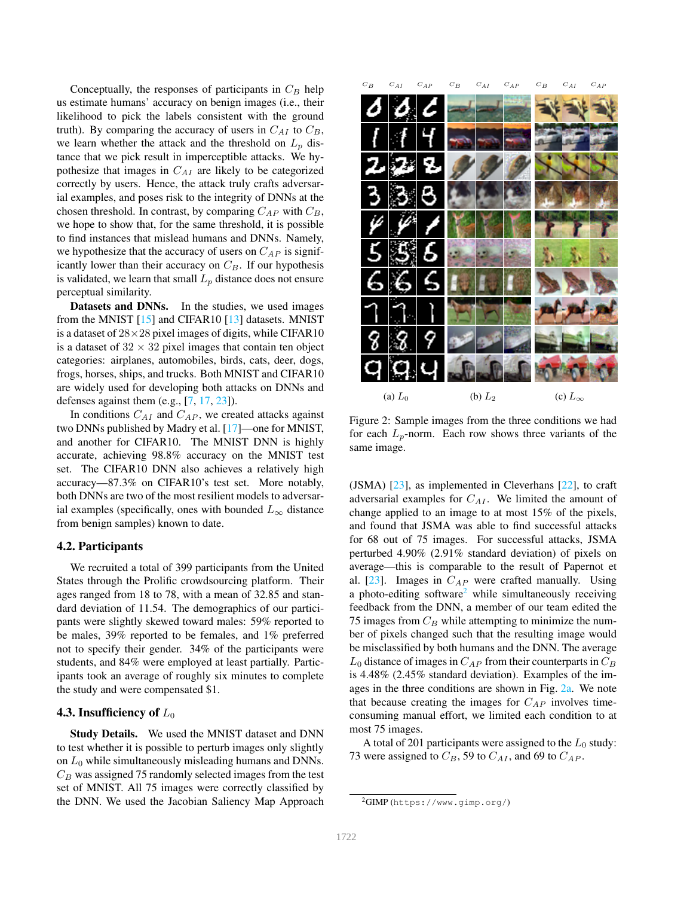Conceptually, the responses of participants in $C_B$ help us estimate humans' accuracy on benign images (i.e., their likelihood to pick the labels consistent with the ground truth). By comparing the accuracy of users in $C_{AI}$ to $C_B$, we learn whether the attack and the threshold on $L_p$ distance that we pick result in imperceptible attacks. We hypothesize that images in $C_{AI}$ are likely to be categorized correctly by users. Hence, the attack truly crafts adversarial examples, and poses risk to the integrity of DNNs at the chosen threshold. In contrast, by comparing $C_{AP}$ with $C_B$, we hope to show that, for the same threshold, it is possible to find instances that mislead humans and DNNs. Namely, we hypothesize that the accuracy of users on $C_{AP}$ is significantly lower than their accuracy on $C_B$. If our hypothesis is validated, we learn that small $L_p$ distance does not ensure perceptual similarity.

**Datasets and DNNs.** In the studies, we used images from the MNIST [15] and CIFAR10 [13] datasets. MNIST is a dataset of $28\times28$ pixel images of digits, while CIFAR10 is a dataset of $32 \times 32$ pixel images that contain ten object categories: airplanes, automobiles, birds, cats, deer, dogs, frogs, horses, ships, and trucks. Both MNIST and CIFAR10 are widely used for developing both attacks on DNNs and defenses against them (e.g., [7, 17, 23]).

In conditions $C_{AI}$ and $C_{AP}$, we created attacks against two DNNs published by Madry et al. [17]—one for MNIST, and another for CIFAR10. The MNIST DNN is highly accurate, achieving 98.8% accuracy on the MNIST test set. The CIFAR10 DNN also achieves a relatively high accuracy—87.3% on CIFAR10's test set. More notably, both DNNs are two of the most resilient models to adversarial examples (specifically, ones with bounded $L_\infty$ distance from benign samples) known to date.

### 4.2. Participants

We recruited a total of 399 participants from the United States through the Prolific crowdsourcing platform. Their ages ranged from 18 to 78, with a mean of 32.85 and standard deviation of 11.54. The demographics of our participants were slightly skewed toward males: 59% reported to be males, 39% reported to be females, and 1% preferred not to specify their gender. 34% of the participants were students, and 84% were employed at least partially. Participants took an average of roughly six minutes to complete the study and were compensated $1.

### 4.3. Insufficiency of $L_0$

**Study Details.** We used the MNIST dataset and DNN to test whether it is possible to perturb images only slightly on $L_0$ while simultaneously misleading humans and DNNs. $C_B$ was assigned 75 randomly selected images from the test set of MNIST. All 75 images were correctly classified by the DNN. We used the Jacobian Saliency Map Approach (JSMA) [23], as implemented in Cleverhans [22], to craft adversarial examples for $C_{AI}$. We limited the amount of change applied to an image to at most 15% of the pixels, and found that JSMA was able to find successful attacks for 68 out of 75 images. For successful attacks, JSMA perturbed 4.90% (2.91% standard deviation) of pixels on average—this is comparable to the result of Papernot et al. [23]. Images in $C_{AP}$ were crafted manually. Using a photo-editing software[2] while simultaneously receiving feedback from the DNN, a member of our team edited the 75 images from $C_B$ while attempting to minimize the number of pixels changed such that the resulting image would be misclassified by both humans and the DNN. The average $L_0$ distance of images in $C_{AP}$ from their counterparts in $C_B$ is 4.48% (2.45% standard deviation). Examples of the images in the three conditions are shown in Fig. 2a. We note that because creating the images for $C_{AP}$ involves time-consuming manual effort, we limited each condition to at most 75 images.

A total of 201 participants were assigned to the $L_0$ study: 73 were assigned to $C_B$, 59 to $C_{AI}$, and 69 to $C_{AP}$.

(a) $L_0$ (b) $L_2$ (c) $L_\infty$

Figure 2: Sample images from the three conditions we had for each $L_p$-norm. Each row shows three variants of the same image.

[2] GIMP (https://www.gimp.org/)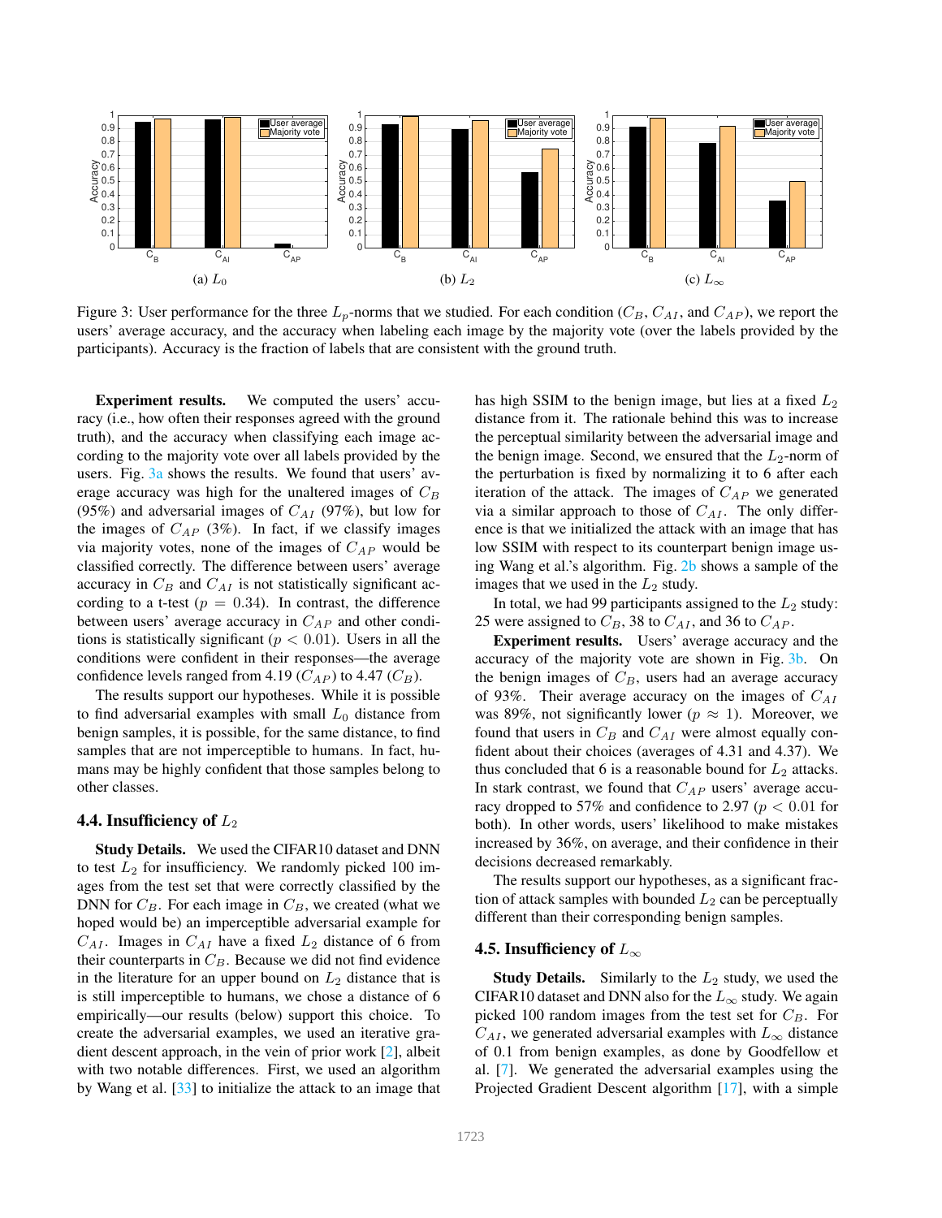Figure 3: User performance for the three $L_p$-norms that we studied. For each condition ($C_B$, $C_{AI}$, and $C_{AP}$), we report the users' average accuracy, and the accuracy when labeling each image by the majority vote (over the labels provided by the participants). Accuracy is the fraction of labels that are consistent with the ground truth.

(a) $L_0$ (b) $L_2$ (c) $L_\infty$

**Experiment results.** We computed the users' accuracy (i.e., how often their responses agreed with the ground truth), and the accuracy when classifying each image according to the majority vote over all labels provided by the users. Fig. 3a shows the results. We found that users' average accuracy was high for the unaltered images of $C_B$ (95%) and adversarial images of $C_{AI}$ (97%), but low for the images of $C_{AP}$ (3%). In fact, if we classify images via majority votes, none of the images of $C_{AP}$ would be classified correctly. The difference between users' average accuracy in $C_B$ and $C_{AI}$ is not statistically significant according to a t-test ($p = 0.34$). In contrast, the difference between users' average accuracy in $C_{AP}$ and other conditions is statistically significant ($p < 0.01$). Users in all the conditions were confident in their responses—the average confidence levels ranged from 4.19 ($C_{AP}$) to 4.47 ($C_B$).

The results support our hypotheses. While it is possible to find adversarial examples with small $L_0$ distance from benign samples, it is possible, for the same distance, to find samples that are not imperceptible to humans. In fact, humans may be highly confident that those samples belong to other classes.

## 4.4. Insufficiency of $L_2$

**Study Details.** We used the CIFAR10 dataset and DNN to test $L_2$ for insufficiency. We randomly picked 100 images from the test set that were correctly classified by the DNN for $C_B$. For each image in $C_B$, we created (what we hoped would be) an imperceptible adversarial example for $C_{AI}$. Images in $C_{AI}$ have a fixed $L_2$ distance of 6 from their counterparts in $C_B$. Because we did not find evidence in the literature for an upper bound on $L_2$ distance that is is still imperceptible to humans, we chose a distance of 6 empirically—our results (below) support this choice. To create the adversarial examples, we used an iterative gradient descent approach, in the vein of prior work [2], albeit with two notable differences. First, we used an algorithm by Wang et al. [33] to initialize the attack to an image that has high SSIM to the benign image, but lies at a fixed $L_2$ distance from it. The rationale behind this was to increase the perceptual similarity between the adversarial image and the benign image. Second, we ensured that the $L_2$-norm of the perturbation is fixed by normalizing it to 6 after each iteration of the attack. The images of $C_{AP}$ we generated via a similar approach to those of $C_{AI}$. The only difference is that we initialized the attack with an image that has low SSIM with respect to its counterpart benign image using Wang et al.'s algorithm. Fig. 2b shows a sample of the images that we used in the $L_2$ study.

In total, we had 99 participants assigned to the $L_2$ study: 25 were assigned to $C_B$, 38 to $C_{AI}$, and 36 to $C_{AP}$.

**Experiment results.** Users' average accuracy and the accuracy of the majority vote are shown in Fig. 3b. On the benign images of $C_B$, users had an average accuracy of 93%. Their average accuracy on the images of $C_{AI}$ was 89%, not significantly lower ($p \approx 1$). Moreover, we found that users in $C_B$ and $C_{AI}$ were almost equally confident about their choices (averages of 4.31 and 4.37). We thus concluded that 6 is a reasonable bound for $L_2$ attacks. In stark contrast, we found that $C_{AP}$ users' average accuracy dropped to 57% and confidence to 2.97 ($p < 0.01$ for both). In other words, users' likelihood to make mistakes increased by 36%, on average, and their confidence in their decisions decreased remarkably.

The results support our hypotheses, as a significant fraction of attack samples with bounded $L_2$ can be perceptually different than their corresponding benign samples.

## 4.5. Insufficiency of $L_\infty$

**Study Details.** Similarly to the $L_2$ study, we used the CIFAR10 dataset and DNN also for the $L_\infty$ study. We again picked 100 random images from the test set for $C_B$. For $C_{AI}$, we generated adversarial examples with $L_\infty$ distance of 0.1 from benign examples, as done by Goodfellow et al. [7]. We generated the adversarial examples using the Projected Gradient Descent algorithm [17], with a simple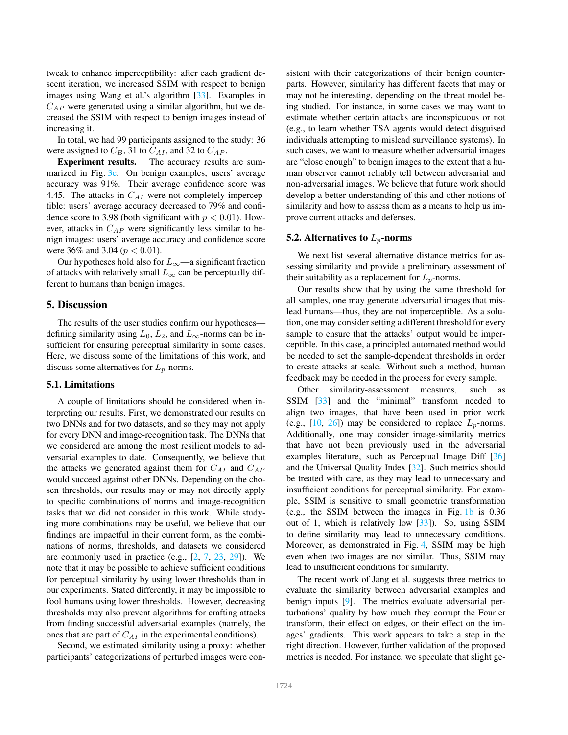tweak to enhance imperceptibility: after each gradient descent iteration, we increased SSIM with respect to benign images using Wang et al.'s algorithm [33]. Examples in $C_{AP}$ were generated using a similar algorithm, but we decreased the SSIM with respect to benign images instead of increasing it.

In total, we had 99 participants assigned to the study: 36 were assigned to $C_B$, 31 to $C_{AI}$, and 32 to $C_{AP}$.

**Experiment results.** The accuracy results are summarized in Fig. 3c. On benign examples, users' average accuracy was 91%. Their average confidence score was 4.45. The attacks in $C_{AI}$ were not completely imperceptible: users' average accuracy decreased to 79% and confidence score to 3.98 (both significant with $p < 0.01$). However, attacks in $C_{AP}$ were significantly less similar to benign images: users' average accuracy and confidence score were 36% and 3.04 ($p < 0.01$).

Our hypotheses hold also for $L_\infty$—a significant fraction of attacks with relatively small $L_\infty$ can be perceptually different to humans than benign images.

## 5. Discussion

The results of the user studies confirm our hypotheses—defining similarity using $L_0$, $L_2$, and $L_\infty$-norms can be insufficient for ensuring perceptual similarity in some cases. Here, we discuss some of the limitations of this work, and discuss some alternatives for $L_p$-norms.

### 5.1. Limitations

A couple of limitations should be considered when interpreting our results. First, we demonstrated our results on two DNNs and for two datasets, and so they may not apply for every DNN and image-recognition task. The DNNs that we considered are among the most resilient models to adversarial examples to date. Consequently, we believe that the attacks we generated against them for $C_{AI}$ and $C_{AP}$ would succeed against other DNNs. Depending on the chosen thresholds, our results may or may not directly apply to specific combinations of norms and image-recognition tasks that we did not consider in this work. While studying more combinations may be useful, we believe that our findings are impactful in their current form, as the combinations of norms, thresholds, and datasets we considered are commonly used in practice (e.g., [2, 7, 23, 29]). We note that it may be possible to achieve sufficient conditions for perceptual similarity by using lower thresholds than in our experiments. Stated differently, it may be impossible to fool humans using lower thresholds. However, decreasing thresholds may also prevent algorithms for crafting attacks from finding successful adversarial examples (namely, the ones that are part of $C_{AI}$ in the experimental conditions).

Second, we estimated similarity using a proxy: whether participants' categorizations of perturbed images were consistent with their categorizations of their benign counterparts. However, similarity has different facets that may or may not be interesting, depending on the threat model being studied. For instance, in some cases we may want to estimate whether certain attacks are inconspicuous or not (e.g., to learn whether TSA agents would detect disguised individuals attempting to mislead surveillance systems). In such cases, we want to measure whether adversarial images are "close enough" to benign images to the extent that a human observer cannot reliably tell between adversarial and non-adversarial images. We believe that future work should develop a better understanding of this and other notions of similarity and how to assess them as a means to help us improve current attacks and defenses.

### 5.2. Alternatives to $L_p$-norms

We next list several alternative distance metrics for assessing similarity and provide a preliminary assessment of their suitability as a replacement for $L_p$-norms.

Our results show that by using the same threshold for all samples, one may generate adversarial images that mislead humans—thus, they are not imperceptible. As a solution, one may consider setting a different threshold for every sample to ensure that the attacks' output would be imperceptible. In this case, a principled automated method would be needed to set the sample-dependent thresholds in order to create attacks at scale. Without such a method, human feedback may be needed in the process for every sample.

Other similarity-assessment measures, such as SSIM [33] and the "minimal" transform needed to align two images, that have been used in prior work (e.g., [10, 26]) may be considered to replace $L_p$-norms. Additionally, one may consider image-similarity metrics that have not been previously used in the adversarial examples literature, such as Perceptual Image Diff [36] and the Universal Quality Index [32]. Such metrics should be treated with care, as they may lead to unnecessary and insufficient conditions for perceptual similarity. For example, SSIM is sensitive to small geometric transformation (e.g., the SSIM between the images in Fig. 1b is 0.36 out of 1, which is relatively low [33]). So, using SSIM to define similarity may lead to unnecessary conditions. Moreover, as demonstrated in Fig. 4, SSIM may be high even when two images are not similar. Thus, SSIM may lead to insufficient conditions for similarity.

The recent work of Jang et al. suggests three metrics to evaluate the similarity between adversarial examples and benign inputs [9]. The metrics evaluate adversarial perturbations' quality by how much they corrupt the Fourier transform, their effect on edges, or their effect on the images' gradients. This work appears to take a step in the right direction. However, further validation of the proposed metrics is needed. For instance, we speculate that slight ge-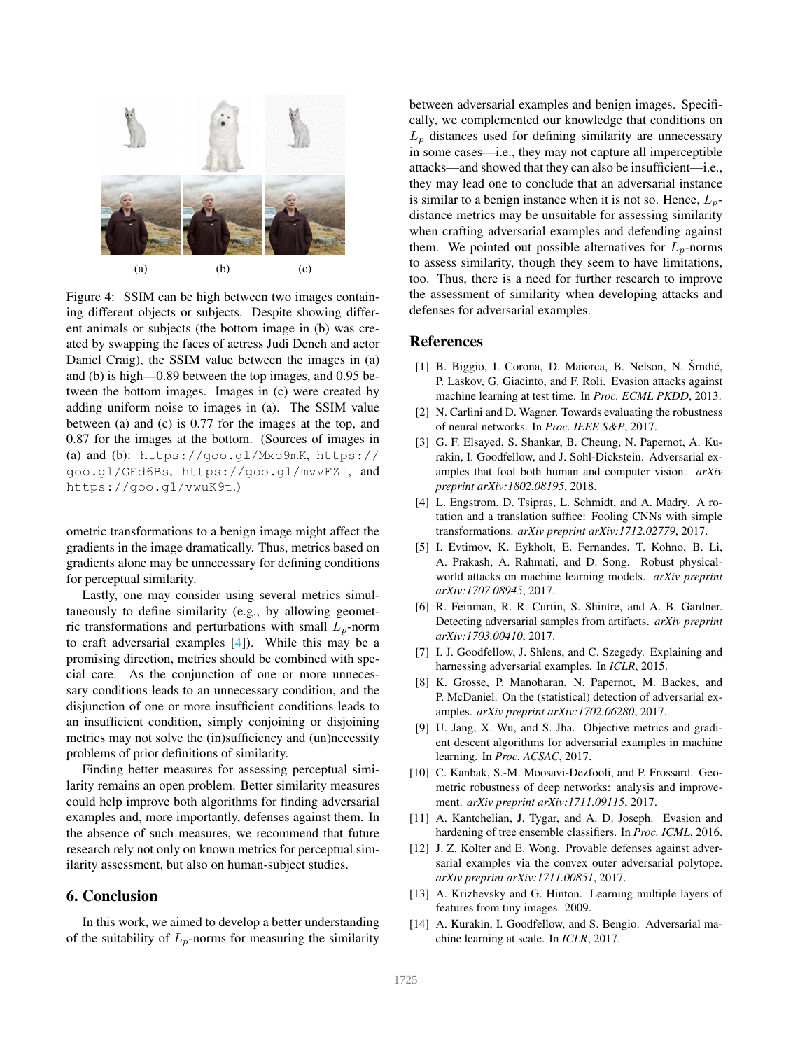(a) (b) (c)

Figure 4: SSIM can be high between two images containing different objects or subjects. Despite showing different animals or subjects (the bottom image in (b) was created by swapping the faces of actress Judi Dench and actor Daniel Craig), the SSIM value between the images in (a) and (b) is high—0.89 between the top images, and 0.95 between the bottom images. Images in (c) were created by adding uniform noise to images in (a). The SSIM value between (a) and (c) is 0.77 for the images at the top, and 0.87 for the images at the bottom. (Sources of images in (a) and (b): `https://goo.gl/Mxo9mK`, `https://goo.gl/GEd6Bs`, `https://goo.gl/mvvFZ1`, and `https://goo.gl/vwuK9t`.)

ometric transformations to a benign image might affect the gradients in the image dramatically. Thus, metrics based on gradients alone may be unnecessary for defining conditions for perceptual similarity.

Lastly, one may consider using several metrics simultaneously to define similarity (e.g., by allowing geometric transformations and perturbations with small $L_p$-norm to craft adversarial examples [4]). While this may be a promising direction, metrics should be combined with special care. As the conjunction of one or more unnecessary conditions leads to an unnecessary condition, and the disjunction of one or more insufficient conditions leads to an insufficient condition, simply conjoining or disjoining metrics may not solve the (in)sufficiency and (un)necessity problems of prior definitions of similarity.

Finding better measures for assessing perceptual similarity remains an open problem. Better similarity measures could help improve both algorithms for finding adversarial examples and, more importantly, defenses against them. In the absence of such measures, we recommend that future research rely not only on known metrics for perceptual similarity assessment, but also on human-subject studies.

## 6. Conclusion

In this work, we aimed to develop a better understanding of the suitability of $L_p$-norms for measuring the similarity between adversarial examples and benign images. Specifically, we complemented our knowledge that conditions on $L_p$ distances used for defining similarity are unnecessary in some cases—i.e., they may not capture all imperceptible attacks—and showed that they can also be insufficient—i.e., they may lead one to conclude that an adversarial instance is similar to a benign instance when it is not so. Hence, $L_p$-distance metrics may be unsuitable for assessing similarity when crafting adversarial examples and defending against them. We pointed out possible alternatives for $L_p$-norms to assess similarity, though they seem to have limitations, too. Thus, there is a need for further research to improve the assessment of similarity when developing attacks and defenses for adversarial examples.

## References

[1] B. Biggio, I. Corona, D. Maiorca, B. Nelson, N. Šrndić, P. Laskov, G. Giacinto, and F. Roli. Evasion attacks against machine learning at test time. In *Proc. ECML PKDD*, 2013.

[2] N. Carlini and D. Wagner. Towards evaluating the robustness of neural networks. In *Proc. IEEE S&P*, 2017.

[3] G. F. Elsayed, S. Shankar, B. Cheung, N. Papernot, A. Kurakin, I. Goodfellow, and J. Sohl-Dickstein. Adversarial examples that fool both human and computer vision. *arXiv preprint arXiv:1802.08195*, 2018.

[4] L. Engstrom, D. Tsipras, L. Schmidt, and A. Madry. A rotation and a translation suffice: Fooling CNNs with simple transformations. *arXiv preprint arXiv:1712.02779*, 2017.

[5] I. Evtimov, K. Eykholt, E. Fernandes, T. Kohno, B. Li, A. Prakash, A. Rahmati, and D. Song. Robust physical-world attacks on machine learning models. *arXiv preprint arXiv:1707.08945*, 2017.

[6] R. Feinman, R. R. Curtin, S. Shintre, and A. B. Gardner. Detecting adversarial samples from artifacts. *arXiv preprint arXiv:1703.00410*, 2017.

[7] I. J. Goodfellow, J. Shlens, and C. Szegedy. Explaining and harnessing adversarial examples. In *ICLR*, 2015.

[8] K. Grosse, P. Manoharan, N. Papernot, M. Backes, and P. McDaniel. On the (statistical) detection of adversarial examples. *arXiv preprint arXiv:1702.06280*, 2017.

[9] U. Jang, X. Wu, and S. Jha. Objective metrics and gradient descent algorithms for adversarial examples in machine learning. In *Proc. ACSAC*, 2017.

[10] C. Kanbak, S.-M. Moosavi-Dezfooli, and P. Frossard. Geometric robustness of deep networks: analysis and improvement. *arXiv preprint arXiv:1711.09115*, 2017.

[11] A. Kantchelian, J. Tygar, and A. D. Joseph. Evasion and hardening of tree ensemble classifiers. In *Proc. ICML*, 2016.

[12] J. Z. Kolter and E. Wong. Provable defenses against adversarial examples via the convex outer adversarial polytope. *arXiv preprint arXiv:1711.00851*, 2017.

[13] A. Krizhevsky and G. Hinton. Learning multiple layers of features from tiny images. 2009.

[14] A. Kurakin, I. Goodfellow, and S. Bengio. Adversarial machine learning at scale. In *ICLR*, 2017.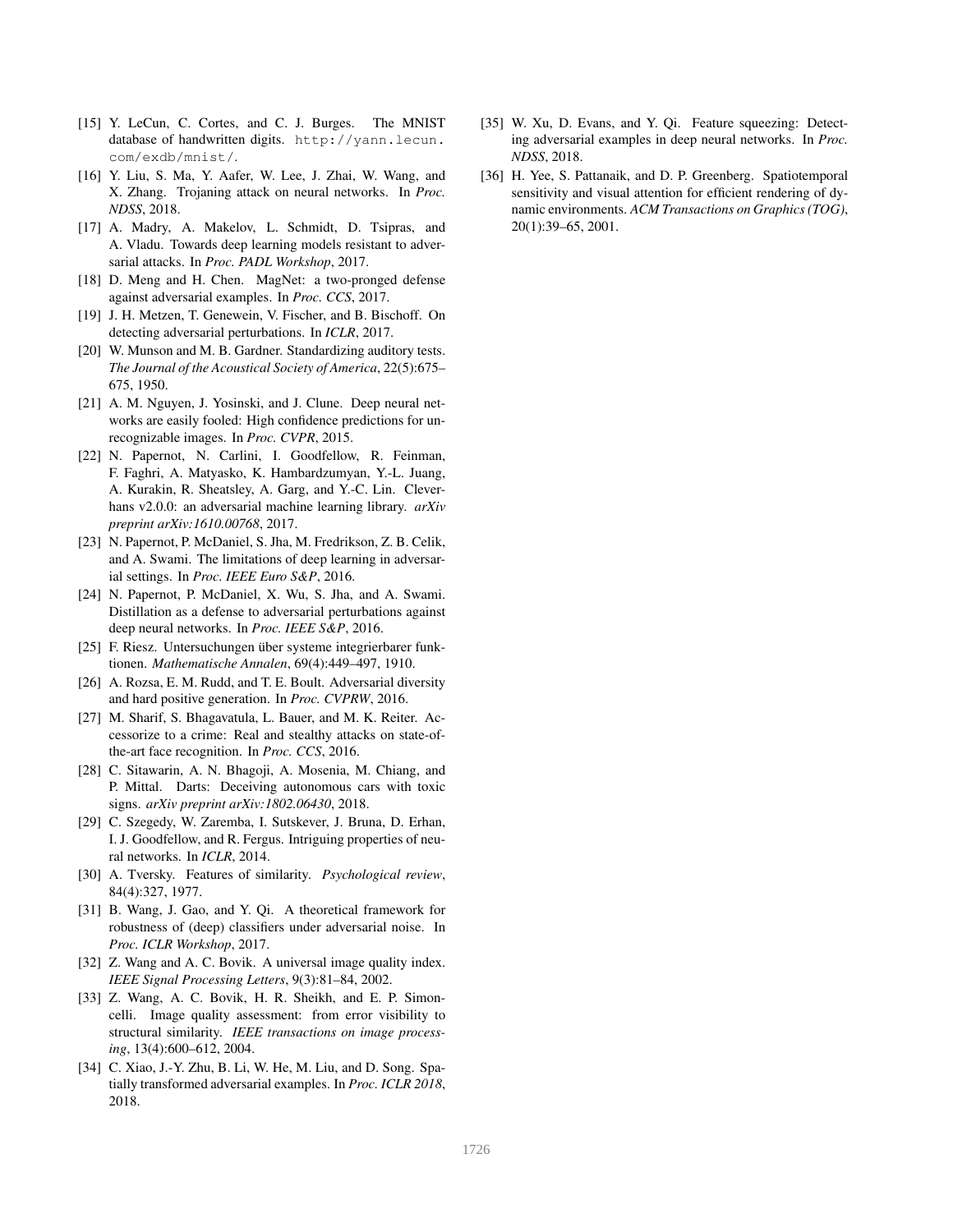[15] Y. LeCun, C. Cortes, and C. J. Burges. The MNIST database of handwritten digits. http://yann.lecun.com/exdb/mnist/.

[16] Y. Liu, S. Ma, Y. Aafer, W. Lee, J. Zhai, W. Wang, and X. Zhang. Trojaning attack on neural networks. In *Proc. NDSS*, 2018.

[17] A. Madry, A. Makelov, L. Schmidt, D. Tsipras, and A. Vladu. Towards deep learning models resistant to adversarial attacks. In *Proc. PADL Workshop*, 2017.

[18] D. Meng and H. Chen. MagNet: a two-pronged defense against adversarial examples. In *Proc. CCS*, 2017.

[19] J. H. Metzen, T. Genewein, V. Fischer, and B. Bischoff. On detecting adversarial perturbations. In *ICLR*, 2017.

[20] W. Munson and M. B. Gardner. Standardizing auditory tests. *The Journal of the Acoustical Society of America*, 22(5):675–675, 1950.

[21] A. M. Nguyen, J. Yosinski, and J. Clune. Deep neural networks are easily fooled: High confidence predictions for unrecognizable images. In *Proc. CVPR*, 2015.

[22] N. Papernot, N. Carlini, I. Goodfellow, R. Feinman, F. Faghri, A. Matyasko, K. Hambardzumyan, Y.-L. Juang, A. Kurakin, R. Sheatsley, A. Garg, and Y.-C. Lin. Cleverhans v2.0.0: an adversarial machine learning library. *arXiv preprint arXiv:1610.00768*, 2017.

[23] N. Papernot, P. McDaniel, S. Jha, M. Fredrikson, Z. B. Celik, and A. Swami. The limitations of deep learning in adversarial settings. In *Proc. IEEE Euro S&P*, 2016.

[24] N. Papernot, P. McDaniel, X. Wu, S. Jha, and A. Swami. Distillation as a defense to adversarial perturbations against deep neural networks. In *Proc. IEEE S&P*, 2016.

[25] F. Riesz. Untersuchungen über systeme integrierbarer funktionen. *Mathematische Annalen*, 69(4):449–497, 1910.

[26] A. Rozsa, E. M. Rudd, and T. E. Boult. Adversarial diversity and hard positive generation. In *Proc. CVPRW*, 2016.

[27] M. Sharif, S. Bhagavatula, L. Bauer, and M. K. Reiter. Accessorize to a crime: Real and stealthy attacks on state-of-the-art face recognition. In *Proc. CCS*, 2016.

[28] C. Sitawarin, A. N. Bhagoji, A. Mosenia, M. Chiang, and P. Mittal. Darts: Deceiving autonomous cars with toxic signs. *arXiv preprint arXiv:1802.06430*, 2018.

[29] C. Szegedy, W. Zaremba, I. Sutskever, J. Bruna, D. Erhan, I. J. Goodfellow, and R. Fergus. Intriguing properties of neural networks. In *ICLR*, 2014.

[30] A. Tversky. Features of similarity. *Psychological review*, 84(4):327, 1977.

[31] B. Wang, J. Gao, and Y. Qi. A theoretical framework for robustness of (deep) classifiers under adversarial noise. In *Proc. ICLR Workshop*, 2017.

[32] Z. Wang and A. C. Bovik. A universal image quality index. *IEEE Signal Processing Letters*, 9(3):81–84, 2002.

[33] Z. Wang, A. C. Bovik, H. R. Sheikh, and E. P. Simoncelli. Image quality assessment: from error visibility to structural similarity. *IEEE transactions on image processing*, 13(4):600–612, 2004.

[34] C. Xiao, J.-Y. Zhu, B. Li, W. He, M. Liu, and D. Song. Spatially transformed adversarial examples. In *Proc. ICLR 2018*, 2018.

[35] W. Xu, D. Evans, and Y. Qi. Feature squeezing: Detecting adversarial examples in deep neural networks. In *Proc. NDSS*, 2018.

[36] H. Yee, S. Pattanaik, and D. P. Greenberg. Spatiotemporal sensitivity and visual attention for efficient rendering of dynamic environments. *ACM Transactions on Graphics (TOG)*, 20(1):39–65, 2001.